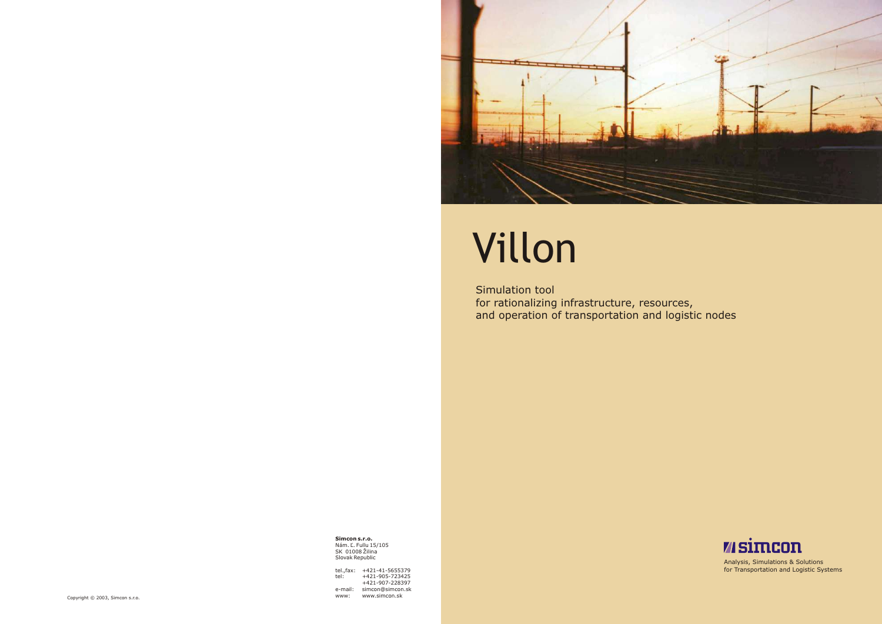# Villon

Simulation tool
for rationalizing infrastructure, resources,
and operation of transportation and logistic nodes

**Simcon s.r.o.**
Nám. L. Fullu 15/105
SK 01008 Žilina
Slovak Republic

tel.,fax: +421-41-5655379
tel: +421-905-723425
+421-907-228397
e-mail: simcon@simcon.sk
www: www.simcon.sk

simcon

Analysis, Simulations & Solutions
for Transportation and Logistic Systems

Copyright © 2003, Simcon s.r.o.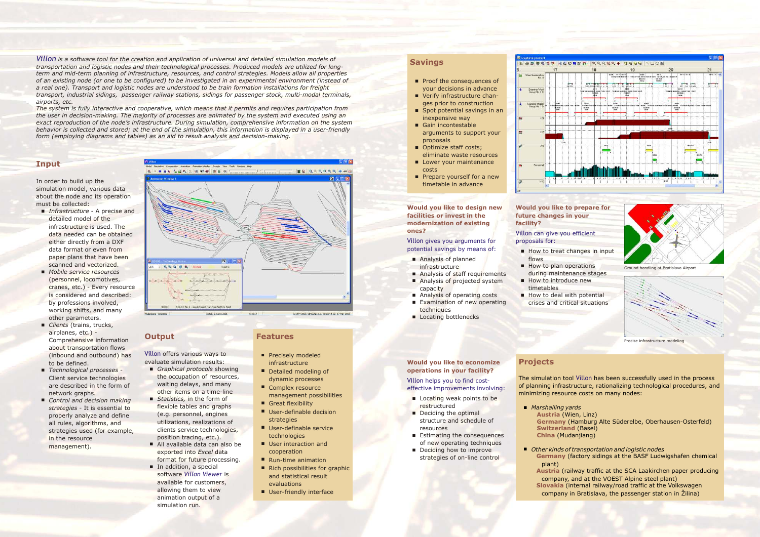*Villon is a software tool for the creation and application of universal and detailed simulation models of transportation and logistic nodes and their technological processes. Produced models are utilized for long-term and mid-term planning of infrastructure, resources, and control strategies. Models allow all properties of an existing node (or one to be configured) to be investigated in an experimental environment (instead of a real one). Transport and logistic nodes are understood to be train formation installations for freight transport, industrial sidings, passenger railway stations, sidings for passenger stock, multi-modal terminals, airports, etc.*

*The system is fully interactive and cooperative, which means that it permits and requires participation from the user in decision-making. The majority of processes are animated by the system and executed using an exact reproduction of the node's infrastructure. During simulation, comprehensive information on the system behavior is collected and stored; at the end of the simulation, this information is displayed in a user-friendly form (employing diagrams and tables) as an aid to result analysis and decision-making.*

## Input

In order to build up the simulation model, various data about the node and its operation must be collected:

- *Infrastructure* - A precise and detailed model of the infrastructure is used. The data needed can be obtained either directly from a DXF data format or even from paper plans that have been scanned and vectorized.
- *Mobile service resources* (personnel, locomotives, cranes, etc.) - Every resource is considered and described: by professions involved, working shifts, and many other parameters.
- *Clients* (trains, trucks, airplanes, etc.) - Comprehensive information about transportation flows (inbound and outbound) has to be defined.
- *Technological processes* - Client service technologies are described in the form of network graphs.
- *Control and decision making strategies* - It is essential to properly analyze and define all rules, algorithms, and strategies used (for example, in the resource management).

## Output

Villon offers various ways to evaluate simulation results:

- *Graphical protocols* showing the occupation of resources, waiting delays, and many other items on a time-line
- *Statistics,* in the form of flexible tables and graphs (e.g. personnel, engines utilizations, realizations of clients service technologies, position tracing, etc.).
- All available data can also be exported into *Excel* data format for future processing.
- In addition, a special software *Villon Viewer* is available for customers, allowing them to view animation output of a simulation run.

## Features

- Precisely modeled infrastructure
- Detailed modeling of dynamic processes
- Complex resource management possibilities
- Great flexibility
- User-definable decision strategies
- User-definable service technologies
- User interaction and cooperation
- Run-time animation
- Rich possibilities for graphic and statistical result evaluations
- User-friendly interface

## Savings

- Proof the consequences of your decisions in advance
- Verify infrastructure changes prior to construction
- Spot potential savings in an inexpensive way
- Gain incontestable arguments to support your proposals
- Optimize staff costs; eliminate waste resources
- Lower your maintenance costs
- Prepare yourself for a new timetable in advance

**Would you like to design new facilities or invest in the modernization of existing ones?**

Villon gives you arguments for potential savings by means of:

- Analysis of planned infrastructure
- Analysis of staff requirements
- Analysis of projected system capacity
- Analysis of operating costs
- Examination of new operating techniques
- Locating bottlenecks

**Would you like to economize operations in your facility?**

Villon helps you to find cost-effective improvements involving:

- Locating weak points to be restructured
- Deciding the optimal structure and schedule of resources
- Estimating the consequences of new operating techniques
- Deciding how to improve strategies of on-line control

**Would you like to prepare for future changes in your facility?**

Villon can give you efficient proposals for:

- How to treat changes in input flows
- How to plan operations during maintenance stages
- How to introduce new timetables
- How to deal with potential crises and critical situations

Ground handling at Bratislava Airport

Precise infrastructure modeling

## Projects

The simulation tool Villon has been successfully used in the process of planning infrastructure, rationalizing technological procedures, and minimizing resource costs on many nodes:

- *Marshalling yards*
  - **Austria** (Wien, Linz)
  - **Germany** (Hamburg Alte Süderelbe, Oberhausen-Osterfeld)
  - **Switzerland** (Basel)
  - **China** (Mudanjiang)
- *Other kinds of transportation and logistic nodes*
  - **Germany** (factory sidings at the BASF Ludwigshafen chemical plant)
  - **Austria** (railway traffic at the SCA Laakirchen paper producing company, and at the VOEST Alpine steel plant)
  - **Slovakia** (internal railway/road traffic at the Volkswagen company in Bratislava, the passenger station in Žilina)